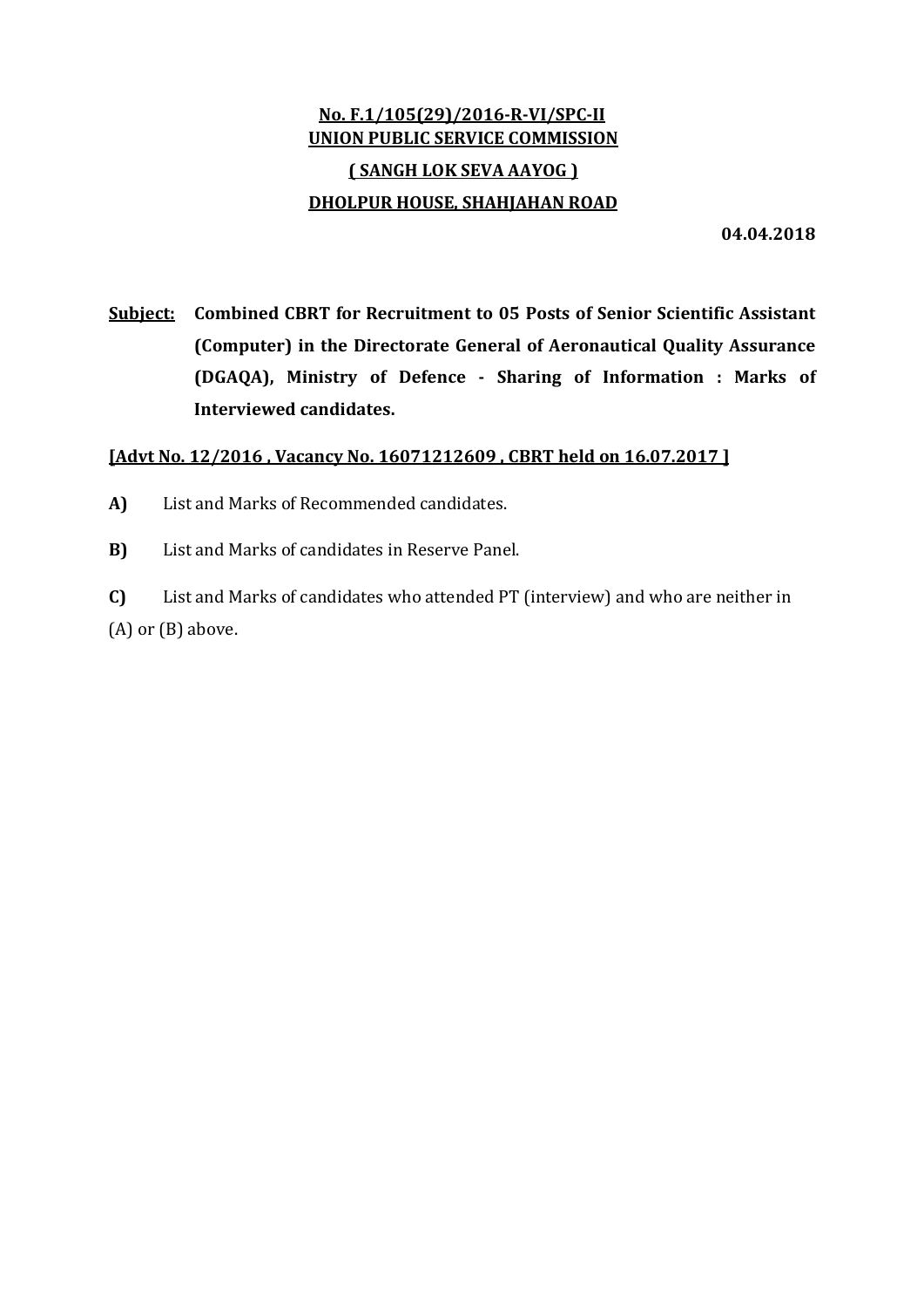**No. F.1/105(29)/2016-R-VI/SPC-II**
**UNION PUBLIC SERVICE COMMISSION**
**( SANGH LOK SEVA AAYOG )**
**DHOLPUR HOUSE, SHAHJAHAN ROAD**

**04.04.2018**

**Subject: Combined CBRT for Recruitment to 05 Posts of Senior Scientific Assistant (Computer) in the Directorate General of Aeronautical Quality Assurance (DGAQA), Ministry of Defence - Sharing of Information : Marks of Interviewed candidates.**

**[Advt No. 12/2016 , Vacancy No. 16071212609 , CBRT held on 16.07.2017 ]**

**A)** List and Marks of Recommended candidates.

**B)** List and Marks of candidates in Reserve Panel.

**C)** List and Marks of candidates who attended PT (interview) and who are neither in (A) or (B) above.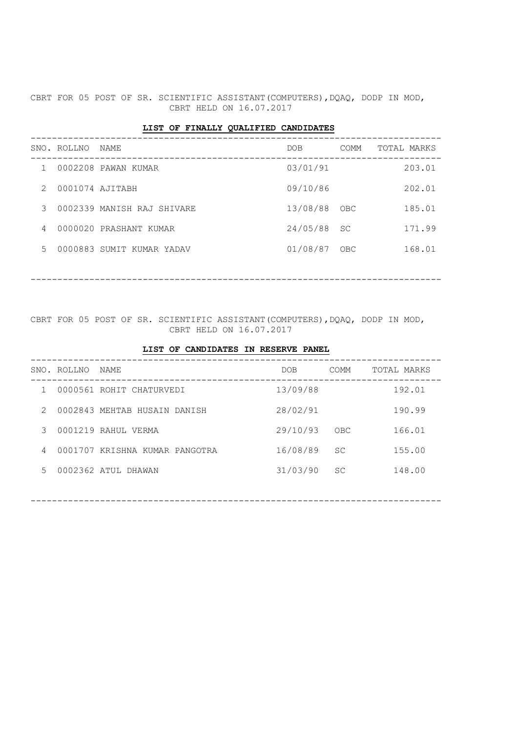CBRT FOR 05 POST OF SR. SCIENTIFIC ASSISTANT(COMPUTERS),DQAQ, DODP IN MOD,
CBRT HELD ON 16.07.2017

**LIST OF FINALLY QUALIFIED CANDIDATES**

| SNO. | ROLLNO | NAME | DOB | COMM | TOTAL MARKS |
|---|---|---|---|---|---|
| 1 | 0002208 | PAWAN KUMAR | 03/01/91 | | 203.01 |
| 2 | 0001074 | AJITABH | 09/10/86 | | 202.01 |
| 3 | 0002339 | MANISH RAJ SHIVARE | 13/08/88 | OBC | 185.01 |
| 4 | 0000020 | PRASHANT KUMAR | 24/05/88 | SC | 171.99 |
| 5 | 0000883 | SUMIT KUMAR YADAV | 01/08/87 | OBC | 168.01 |

CBRT FOR 05 POST OF SR. SCIENTIFIC ASSISTANT(COMPUTERS),DQAQ, DODP IN MOD,
CBRT HELD ON 16.07.2017

**LIST OF CANDIDATES IN RESERVE PANEL**

| SNO. | ROLLNO | NAME | DOB | COMM | TOTAL MARKS |
|---|---|---|---|---|---|
| 1 | 0000561 | ROHIT CHATURVEDI | 13/09/88 | | 192.01 |
| 2 | 0002843 | MEHTAB HUSAIN DANISH | 28/02/91 | | 190.99 |
| 3 | 0001219 | RAHUL VERMA | 29/10/93 | OBC | 166.01 |
| 4 | 0001707 | KRISHNA KUMAR PANGOTRA | 16/08/89 | SC | 155.00 |
| 5 | 0002362 | ATUL DHAWAN | 31/03/90 | SC | 148.00 |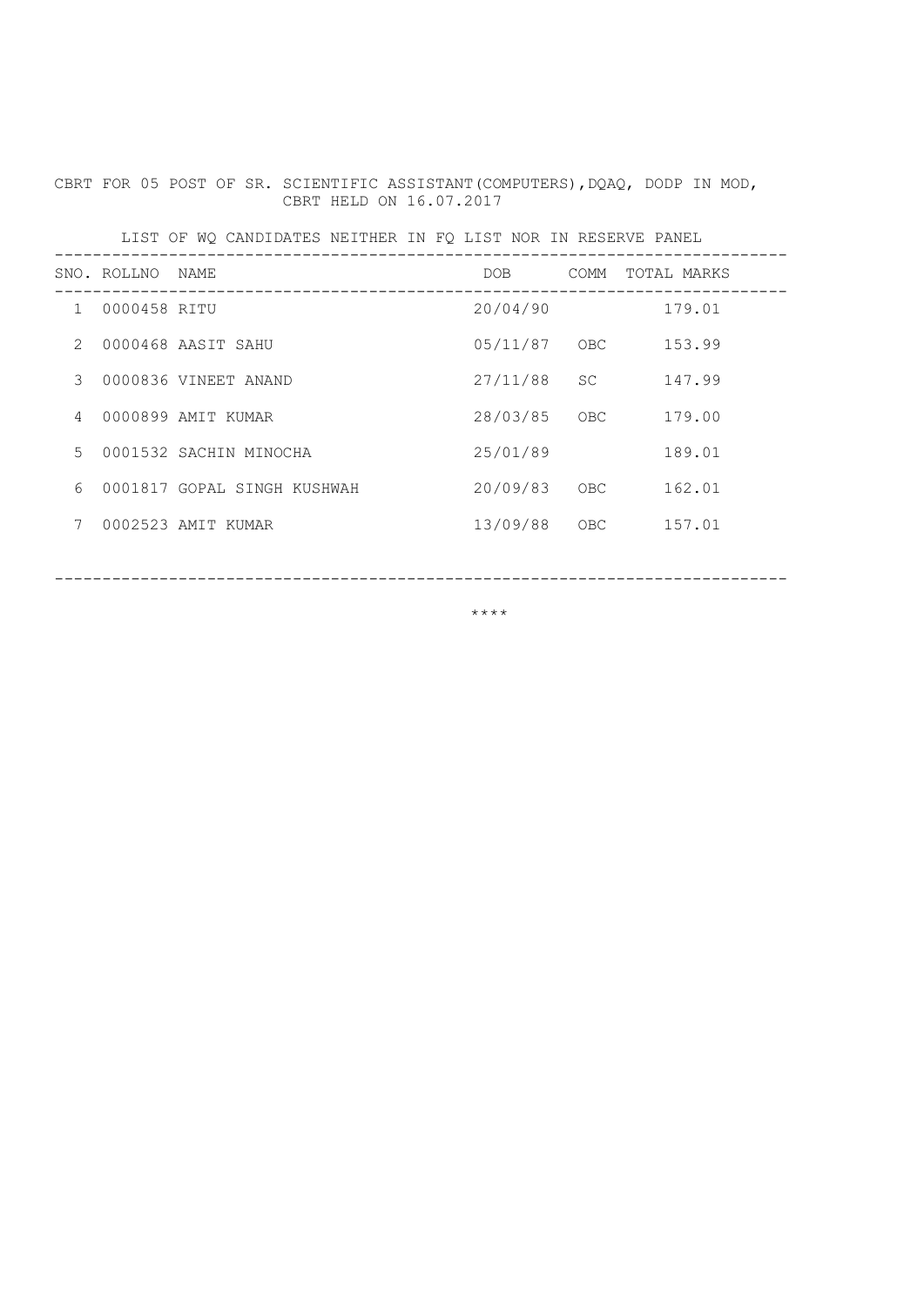CBRT FOR 05 POST OF SR. SCIENTIFIC ASSISTANT(COMPUTERS),DQAQ, DODP IN MOD,
CBRT HELD ON 16.07.2017

LIST OF WQ CANDIDATES NEITHER IN FQ LIST NOR IN RESERVE PANEL

| SNO. | ROLLNO | NAME | DOB | COMM | TOTAL MARKS |
|---|---|---|---|---|---|
| 1 | 0000458 | RITU | 20/04/90 | | 179.01 |
| 2 | 0000468 | AASIT SAHU | 05/11/87 | OBC | 153.99 |
| 3 | 0000836 | VINEET ANAND | 27/11/88 | SC | 147.99 |
| 4 | 0000899 | AMIT KUMAR | 28/03/85 | OBC | 179.00 |
| 5 | 0001532 | SACHIN MINOCHA | 25/01/89 | | 189.01 |
| 6 | 0001817 | GOPAL SINGH KUSHWAH | 20/09/83 | OBC | 162.01 |
| 7 | 0002523 | AMIT KUMAR | 13/09/88 | OBC | 157.01 |

****